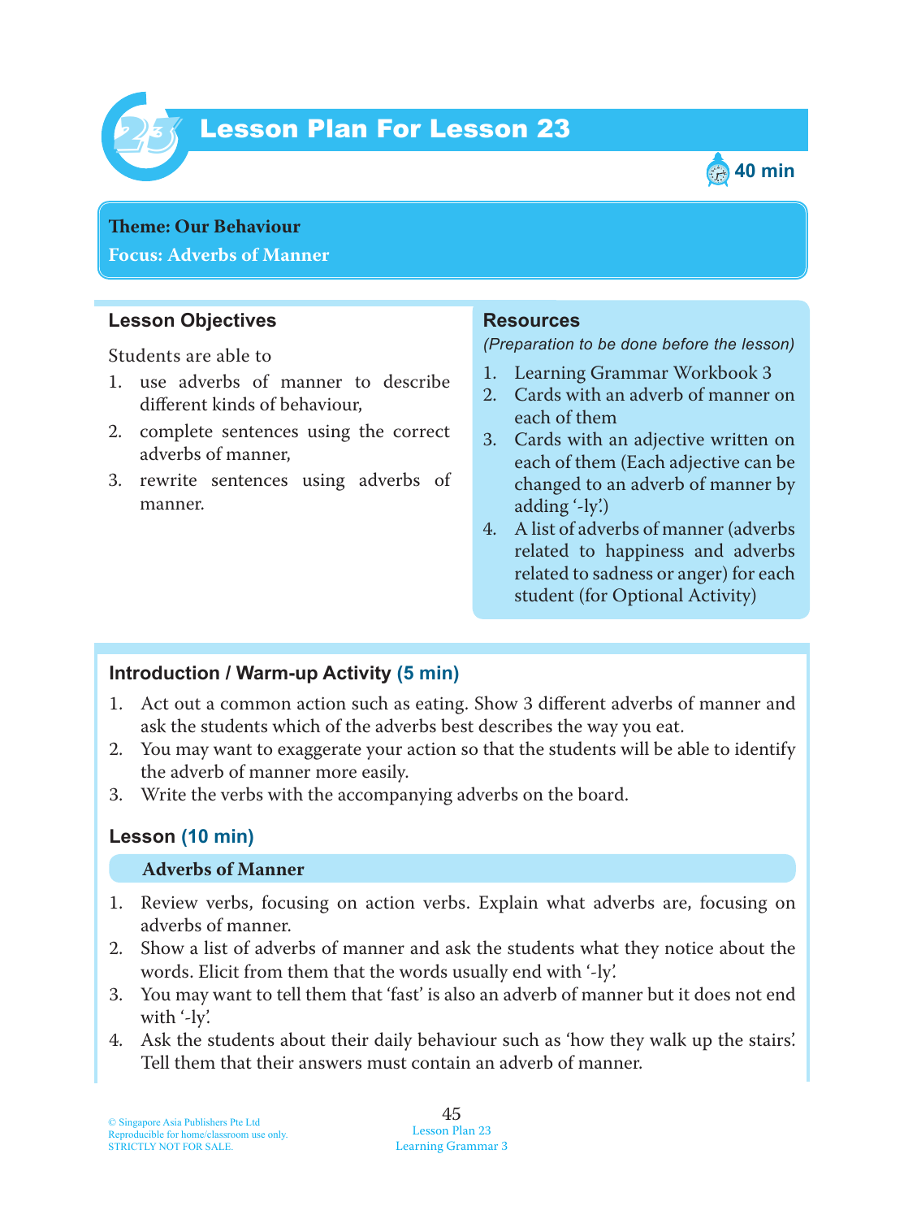# Lesson Plan For Lesson 23

40 min

**Theme: Our Behaviour**
**Focus: Adverbs of Manner**

### Lesson Objectives

Students are able to

1. use adverbs of manner to describe different kinds of behaviour,
2. complete sentences using the correct adverbs of manner,
3. rewrite sentences using adverbs of manner.

### Resources

*(Preparation to be done before the lesson)*

1. Learning Grammar Workbook 3
2. Cards with an adverb of manner on each of them
3. Cards with an adjective written on each of them (Each adjective can be changed to an adverb of manner by adding '-ly'.)
4. A list of adverbs of manner (adverbs related to happiness and adverbs related to sadness or anger) for each student (for Optional Activity)

### Introduction / Warm-up Activity (5 min)

1. Act out a common action such as eating. Show 3 different adverbs of manner and ask the students which of the adverbs best describes the way you eat.
2. You may want to exaggerate your action so that the students will be able to identify the adverb of manner more easily.
3. Write the verbs with the accompanying adverbs on the board.

### Lesson (10 min)

**Adverbs of Manner**

1. Review verbs, focusing on action verbs. Explain what adverbs are, focusing on adverbs of manner.
2. Show a list of adverbs of manner and ask the students what they notice about the words. Elicit from them that the words usually end with '-ly'.
3. You may want to tell them that 'fast' is also an adverb of manner but it does not end with '-ly'.
4. Ask the students about their daily behaviour such as 'how they walk up the stairs'. Tell them that their answers must contain an adverb of manner.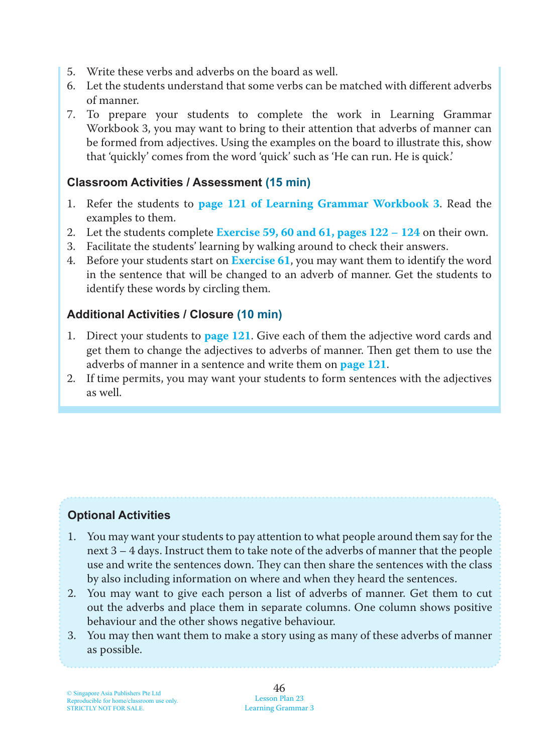5. Write these verbs and adverbs on the board as well.
6. Let the students understand that some verbs can be matched with different adverbs of manner.
7. To prepare your students to complete the work in Learning Grammar Workbook 3, you may want to bring to their attention that adverbs of manner can be formed from adjectives. Using the examples on the board to illustrate this, show that 'quickly' comes from the word 'quick' such as 'He can run. He is quick.'

### Classroom Activities / Assessment (15 min)

1. Refer the students to **page 121 of Learning Grammar Workbook 3**. Read the examples to them.
2. Let the students complete **Exercise 59, 60 and 61, pages 122 – 124** on their own.
3. Facilitate the students' learning by walking around to check their answers.
4. Before your students start on **Exercise 61**, you may want them to identify the word in the sentence that will be changed to an adverb of manner. Get the students to identify these words by circling them.

### Additional Activities / Closure (10 min)

1. Direct your students to **page 121**. Give each of them the adjective word cards and get them to change the adjectives to adverbs of manner. Then get them to use the adverbs of manner in a sentence and write them on **page 121**.
2. If time permits, you may want your students to form sentences with the adjectives as well.

### Optional Activities

1. You may want your students to pay attention to what people around them say for the next 3 – 4 days. Instruct them to take note of the adverbs of manner that the people use and write the sentences down. They can then share the sentences with the class by also including information on where and when they heard the sentences.
2. You may want to give each person a list of adverbs of manner. Get them to cut out the adverbs and place them in separate columns. One column shows positive behaviour and the other shows negative behaviour.
3. You may then want them to make a story using as many of these adverbs of manner as possible.